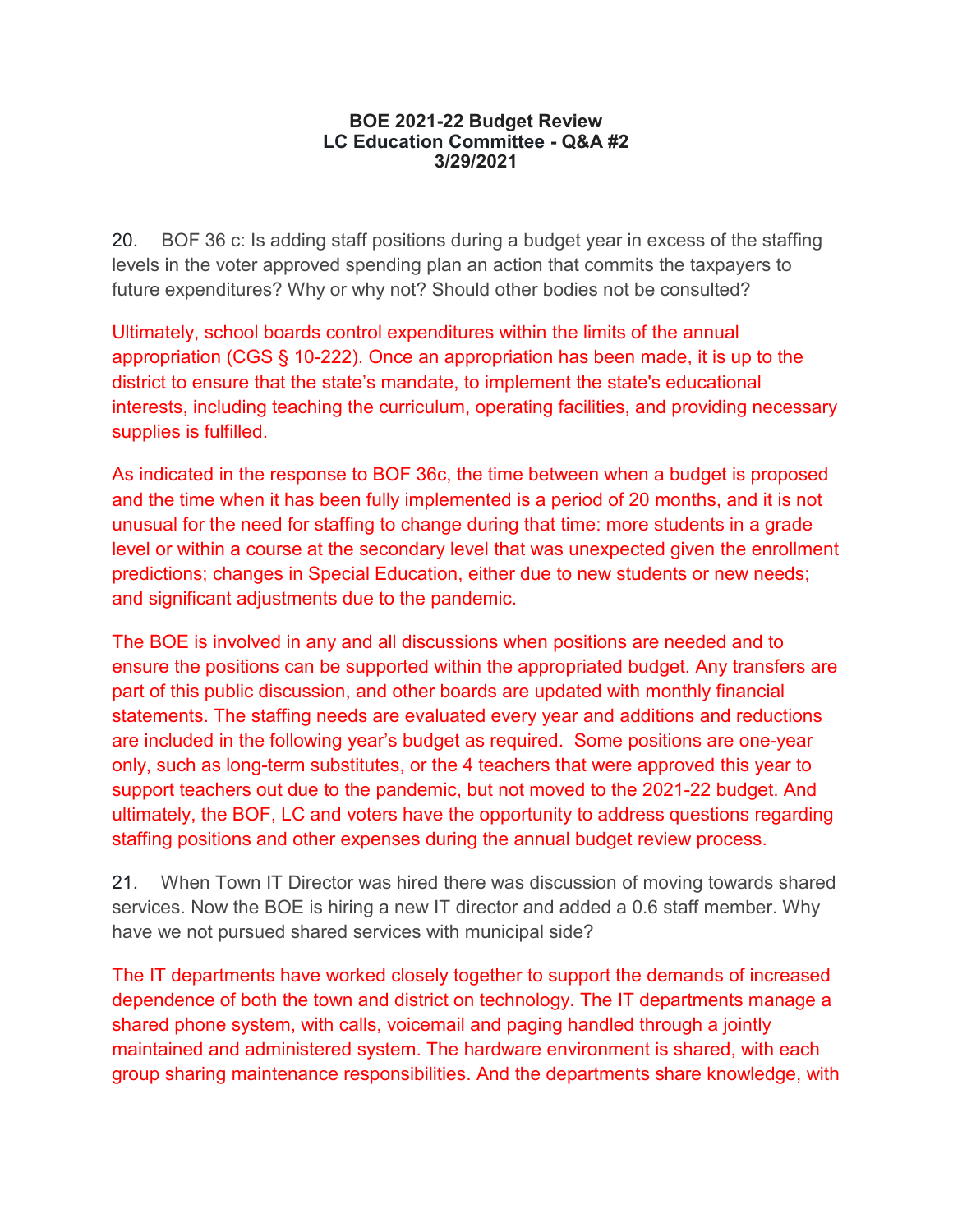**BOE 2021-22 Budget Review**
**LC Education Committee - Q&A #2**
**3/29/2021**

20. BOF 36 c: Is adding staff positions during a budget year in excess of the staffing levels in the voter approved spending plan an action that commits the taxpayers to future expenditures? Why or why not? Should other bodies not be consulted?

Ultimately, school boards control expenditures within the limits of the annual appropriation (CGS § 10-222). Once an appropriation has been made, it is up to the district to ensure that the state's mandate, to implement the state's educational interests, including teaching the curriculum, operating facilities, and providing necessary supplies is fulfilled.

As indicated in the response to BOF 36c, the time between when a budget is proposed and the time when it has been fully implemented is a period of 20 months, and it is not unusual for the need for staffing to change during that time: more students in a grade level or within a course at the secondary level that was unexpected given the enrollment predictions; changes in Special Education, either due to new students or new needs; and significant adjustments due to the pandemic.

The BOE is involved in any and all discussions when positions are needed and to ensure the positions can be supported within the appropriated budget. Any transfers are part of this public discussion, and other boards are updated with monthly financial statements. The staffing needs are evaluated every year and additions and reductions are included in the following year's budget as required. Some positions are one-year only, such as long-term substitutes, or the 4 teachers that were approved this year to support teachers out due to the pandemic, but not moved to the 2021-22 budget. And ultimately, the BOF, LC and voters have the opportunity to address questions regarding staffing positions and other expenses during the annual budget review process.

21. When Town IT Director was hired there was discussion of moving towards shared services. Now the BOE is hiring a new IT director and added a 0.6 staff member. Why have we not pursued shared services with municipal side?

The IT departments have worked closely together to support the demands of increased dependence of both the town and district on technology. The IT departments manage a shared phone system, with calls, voicemail and paging handled through a jointly maintained and administered system. The hardware environment is shared, with each group sharing maintenance responsibilities. And the departments share knowledge, with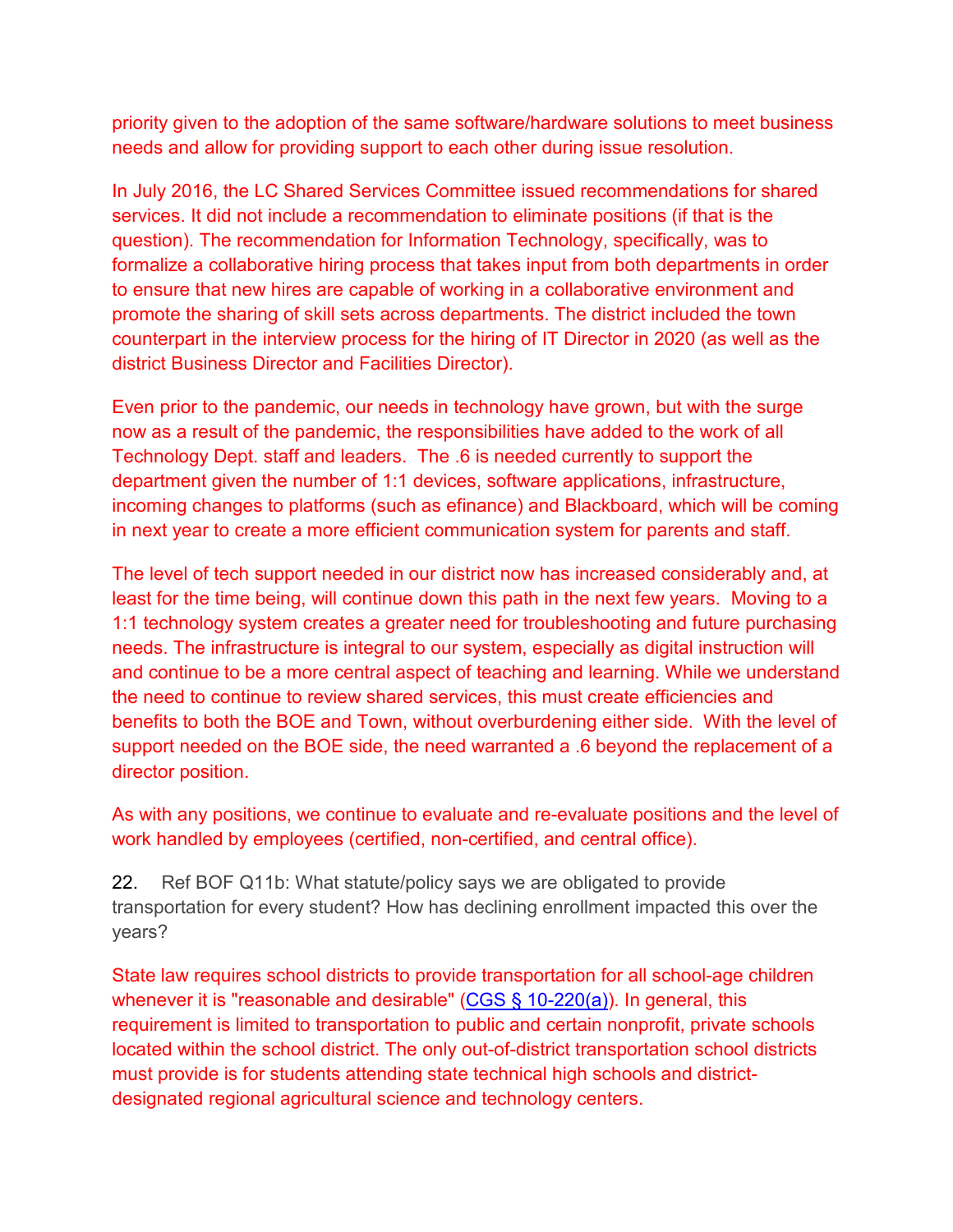priority given to the adoption of the same software/hardware solutions to meet business needs and allow for providing support to each other during issue resolution.

In July 2016, the LC Shared Services Committee issued recommendations for shared services. It did not include a recommendation to eliminate positions (if that is the question). The recommendation for Information Technology, specifically, was to formalize a collaborative hiring process that takes input from both departments in order to ensure that new hires are capable of working in a collaborative environment and promote the sharing of skill sets across departments. The district included the town counterpart in the interview process for the hiring of IT Director in 2020 (as well as the district Business Director and Facilities Director).

Even prior to the pandemic, our needs in technology have grown, but with the surge now as a result of the pandemic, the responsibilities have added to the work of all Technology Dept. staff and leaders. The .6 is needed currently to support the department given the number of 1:1 devices, software applications, infrastructure, incoming changes to platforms (such as efinance) and Blackboard, which will be coming in next year to create a more efficient communication system for parents and staff.

The level of tech support needed in our district now has increased considerably and, at least for the time being, will continue down this path in the next few years. Moving to a 1:1 technology system creates a greater need for troubleshooting and future purchasing needs. The infrastructure is integral to our system, especially as digital instruction will and continue to be a more central aspect of teaching and learning. While we understand the need to continue to review shared services, this must create efficiencies and benefits to both the BOE and Town, without overburdening either side. With the level of support needed on the BOE side, the need warranted a .6 beyond the replacement of a director position.

As with any positions, we continue to evaluate and re-evaluate positions and the level of work handled by employees (certified, non-certified, and central office).

22. Ref BOF Q11b: What statute/policy says we are obligated to provide transportation for every student? How has declining enrollment impacted this over the years?

State law requires school districts to provide transportation for all school-age children whenever it is "reasonable and desirable" (CGS § 10-220(a)). In general, this requirement is limited to transportation to public and certain nonprofit, private schools located within the school district. The only out-of-district transportation school districts must provide is for students attending state technical high schools and district-designated regional agricultural science and technology centers.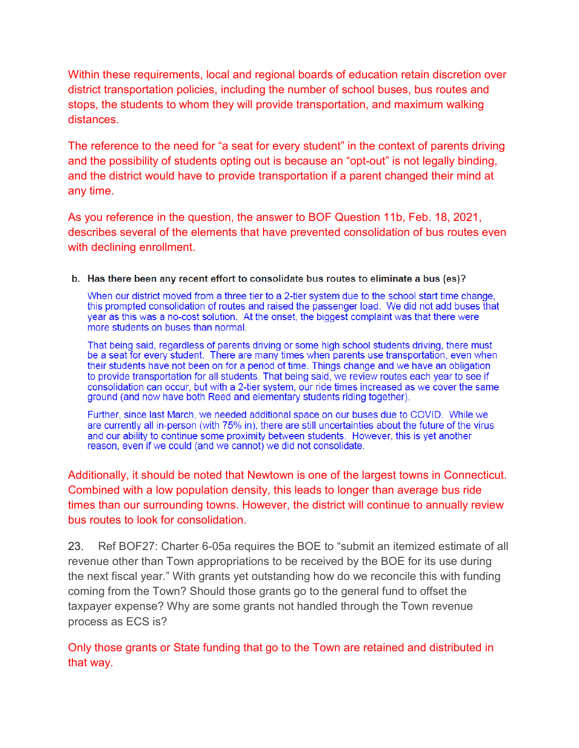Within these requirements, local and regional boards of education retain discretion over district transportation policies, including the number of school buses, bus routes and stops, the students to whom they will provide transportation, and maximum walking distances.

The reference to the need for "a seat for every student" in the context of parents driving and the possibility of students opting out is because an "opt-out" is not legally binding, and the district would have to provide transportation if a parent changed their mind at any time.

As you reference in the question, the answer to BOF Question 11b, Feb. 18, 2021, describes several of the elements that have prevented consolidation of bus routes even with declining enrollment.

**b. Has there been any recent effort to consolidate bus routes to eliminate a bus (es)?**

When our district moved from a three tier to a 2-tier system due to the school start time change, this prompted consolidation of routes and raised the passenger load. We did not add buses that year as this was a no-cost solution. At the onset, the biggest complaint was that there were more students on buses than normal.

That being said, regardless of parents driving or some high school students driving, there must be a seat for every student. There are many times when parents use transportation, even when their students have not been on for a period of time. Things change and we have an obligation to provide transportation for all students. That being said, we review routes each year to see if consolidation can occur, but with a 2-tier system, our ride times increased as we cover the same ground (and now have both Reed and elementary students riding together).

Further, since last March, we needed additional space on our buses due to COVID. While we are currently all in-person (with 75% in), there are still uncertainties about the future of the virus and our ability to continue some proximity between students. However, this is yet another reason, even if we could (and we cannot) we did not consolidate.

Additionally, it should be noted that Newtown is one of the largest towns in Connecticut. Combined with a low population density, this leads to longer than average bus ride times than our surrounding towns. However, the district will continue to annually review bus routes to look for consolidation.

23. Ref BOF27: Charter 6-05a requires the BOE to "submit an itemized estimate of all revenue other than Town appropriations to be received by the BOE for its use during the next fiscal year." With grants yet outstanding how do we reconcile this with funding coming from the Town? Should those grants go to the general fund to offset the taxpayer expense? Why are some grants not handled through the Town revenue process as ECS is?

Only those grants or State funding that go to the Town are retained and distributed in that way.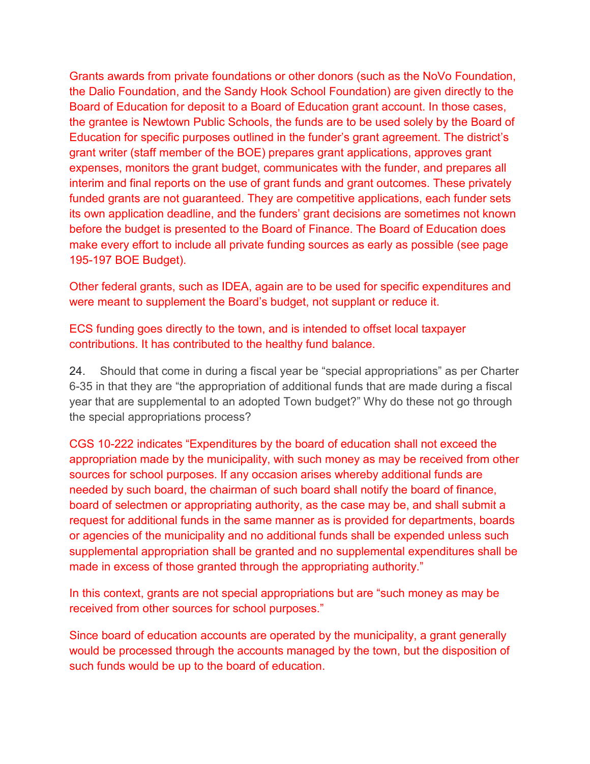Grants awards from private foundations or other donors (such as the NoVo Foundation, the Dalio Foundation, and the Sandy Hook School Foundation) are given directly to the Board of Education for deposit to a Board of Education grant account. In those cases, the grantee is Newtown Public Schools, the funds are to be used solely by the Board of Education for specific purposes outlined in the funder's grant agreement. The district's grant writer (staff member of the BOE) prepares grant applications, approves grant expenses, monitors the grant budget, communicates with the funder, and prepares all interim and final reports on the use of grant funds and grant outcomes. These privately funded grants are not guaranteed. They are competitive applications, each funder sets its own application deadline, and the funders' grant decisions are sometimes not known before the budget is presented to the Board of Finance. The Board of Education does make every effort to include all private funding sources as early as possible (see page 195-197 BOE Budget).

Other federal grants, such as IDEA, again are to be used for specific expenditures and were meant to supplement the Board's budget, not supplant or reduce it.

ECS funding goes directly to the town, and is intended to offset local taxpayer contributions. It has contributed to the healthy fund balance.

24. Should that come in during a fiscal year be "special appropriations" as per Charter 6-35 in that they are "the appropriation of additional funds that are made during a fiscal year that are supplemental to an adopted Town budget?" Why do these not go through the special appropriations process?

CGS 10-222 indicates "Expenditures by the board of education shall not exceed the appropriation made by the municipality, with such money as may be received from other sources for school purposes. If any occasion arises whereby additional funds are needed by such board, the chairman of such board shall notify the board of finance, board of selectmen or appropriating authority, as the case may be, and shall submit a request for additional funds in the same manner as is provided for departments, boards or agencies of the municipality and no additional funds shall be expended unless such supplemental appropriation shall be granted and no supplemental expenditures shall be made in excess of those granted through the appropriating authority."

In this context, grants are not special appropriations but are "such money as may be received from other sources for school purposes."

Since board of education accounts are operated by the municipality, a grant generally would be processed through the accounts managed by the town, but the disposition of such funds would be up to the board of education.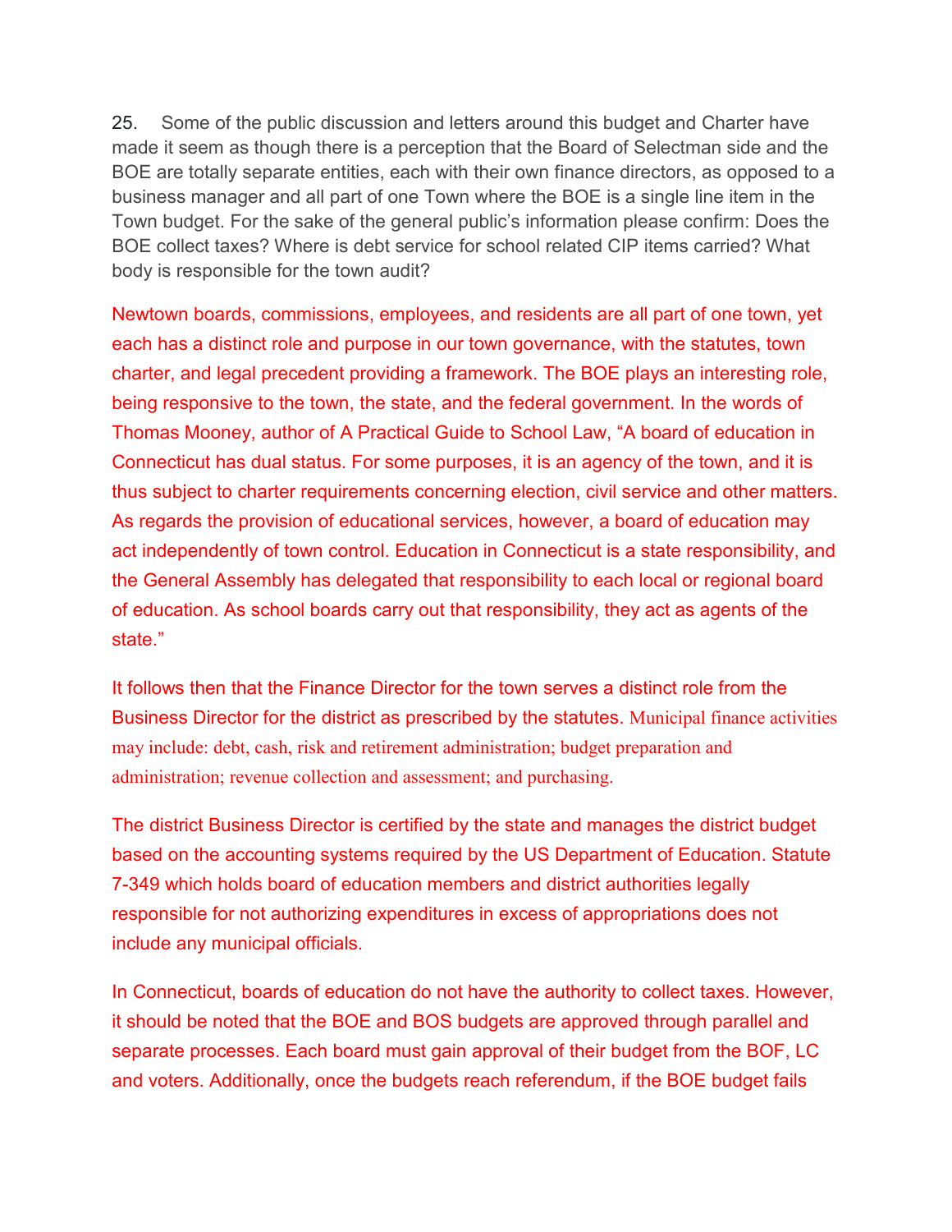25. Some of the public discussion and letters around this budget and Charter have made it seem as though there is a perception that the Board of Selectman side and the BOE are totally separate entities, each with their own finance directors, as opposed to a business manager and all part of one Town where the BOE is a single line item in the Town budget. For the sake of the general public's information please confirm: Does the BOE collect taxes? Where is debt service for school related CIP items carried? What body is responsible for the town audit?

Newtown boards, commissions, employees, and residents are all part of one town, yet each has a distinct role and purpose in our town governance, with the statutes, town charter, and legal precedent providing a framework. The BOE plays an interesting role, being responsive to the town, the state, and the federal government. In the words of Thomas Mooney, author of A Practical Guide to School Law, "A board of education in Connecticut has dual status. For some purposes, it is an agency of the town, and it is thus subject to charter requirements concerning election, civil service and other matters. As regards the provision of educational services, however, a board of education may act independently of town control. Education in Connecticut is a state responsibility, and the General Assembly has delegated that responsibility to each local or regional board of education. As school boards carry out that responsibility, they act as agents of the state."

It follows then that the Finance Director for the town serves a distinct role from the Business Director for the district as prescribed by the statutes. Municipal finance activities may include: debt, cash, risk and retirement administration; budget preparation and administration; revenue collection and assessment; and purchasing.

The district Business Director is certified by the state and manages the district budget based on the accounting systems required by the US Department of Education. Statute 7-349 which holds board of education members and district authorities legally responsible for not authorizing expenditures in excess of appropriations does not include any municipal officials.

In Connecticut, boards of education do not have the authority to collect taxes. However, it should be noted that the BOE and BOS budgets are approved through parallel and separate processes. Each board must gain approval of their budget from the BOF, LC and voters. Additionally, once the budgets reach referendum, if the BOE budget fails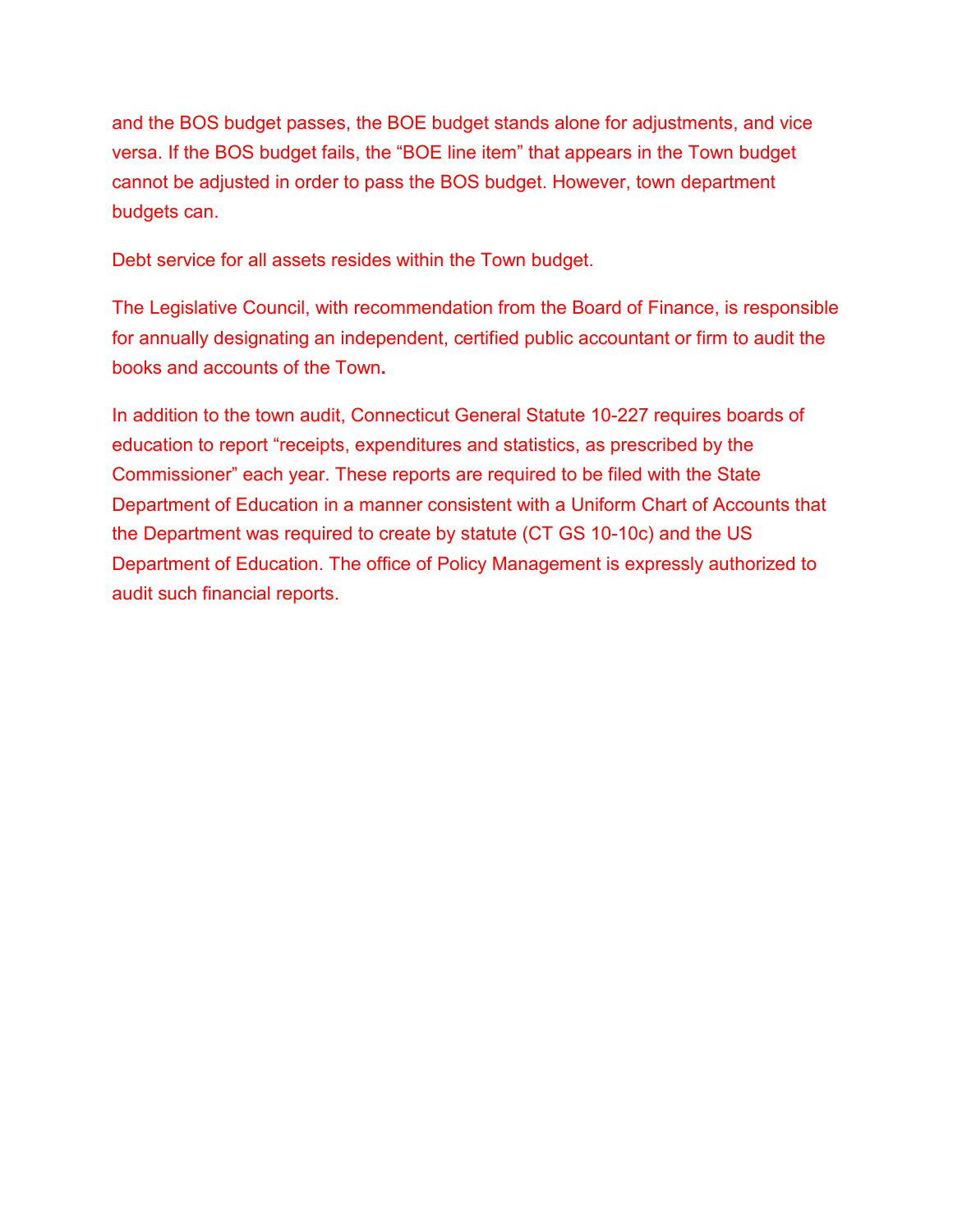and the BOS budget passes, the BOE budget stands alone for adjustments, and vice versa. If the BOS budget fails, the "BOE line item" that appears in the Town budget cannot be adjusted in order to pass the BOS budget. However, town department budgets can.

Debt service for all assets resides within the Town budget.

The Legislative Council, with recommendation from the Board of Finance, is responsible for annually designating an independent, certified public accountant or firm to audit the books and accounts of the Town**.**

In addition to the town audit, Connecticut General Statute 10-227 requires boards of education to report "receipts, expenditures and statistics, as prescribed by the Commissioner" each year. These reports are required to be filed with the State Department of Education in a manner consistent with a Uniform Chart of Accounts that the Department was required to create by statute (CT GS 10-10c) and the US Department of Education. The office of Policy Management is expressly authorized to audit such financial reports.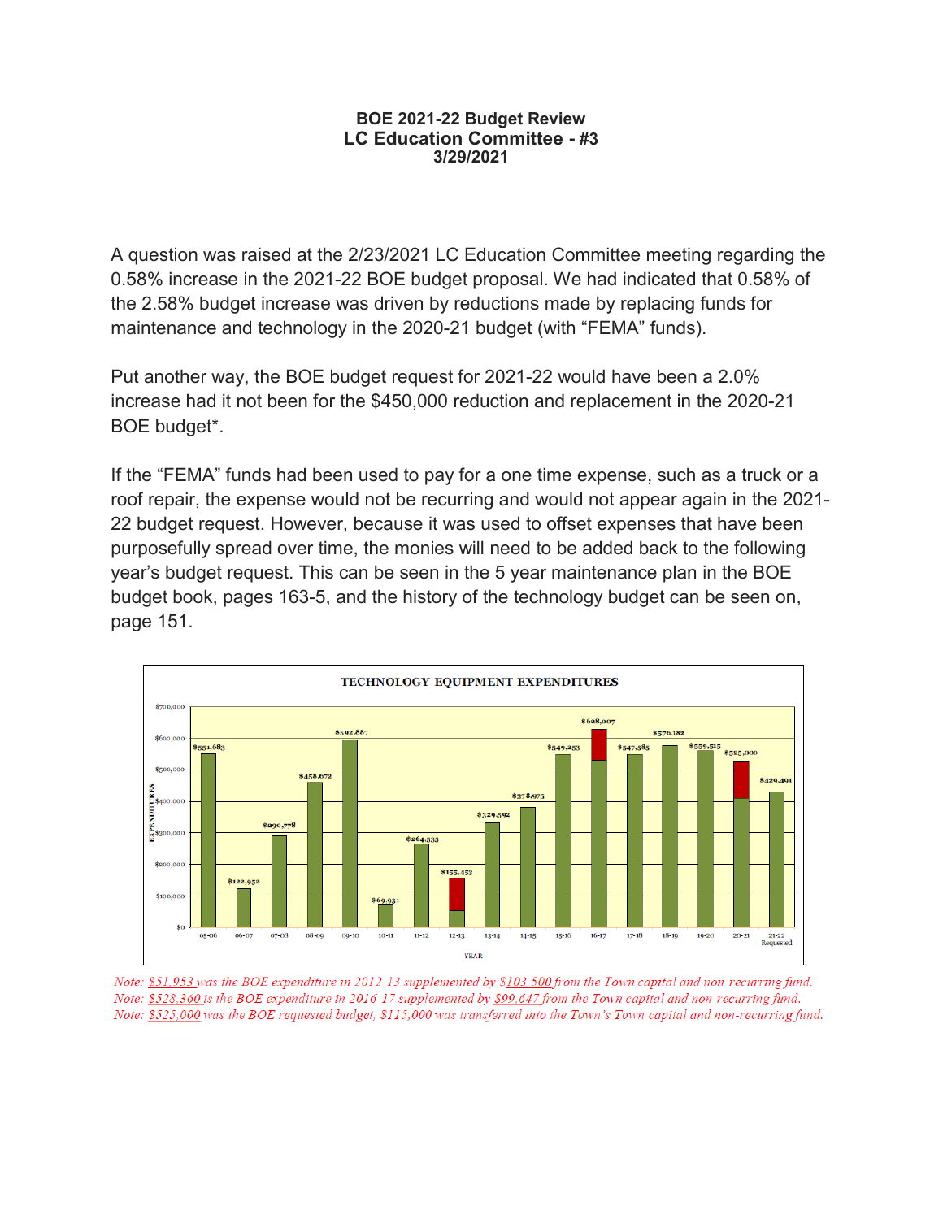**BOE 2021-22 Budget Review**
**LC Education Committee - #3**
**3/29/2021**

A question was raised at the 2/23/2021 LC Education Committee meeting regarding the 0.58% increase in the 2021-22 BOE budget proposal. We had indicated that 0.58% of the 2.58% budget increase was driven by reductions made by replacing funds for maintenance and technology in the 2020-21 budget (with "FEMA" funds).

Put another way, the BOE budget request for 2021-22 would have been a 2.0% increase had it not been for the $450,000 reduction and replacement in the 2020-21 BOE budget*.

If the "FEMA" funds had been used to pay for a one time expense, such as a truck or a roof repair, the expense would not be recurring and would not appear again in the 2021-22 budget request. However, because it was used to offset expenses that have been purposefully spread over time, the monies will need to be added back to the following year's budget request. This can be seen in the 5 year maintenance plan in the BOE budget book, pages 163-5, and the history of the technology budget can be seen on, page 151.

**TECHNOLOGY EQUIPMENT EXPENDITURES**

| YEAR | EXPENDITURES |
|---|---|
| 05-06 | $551,683 |
| 06-07 | $122,952 |
| 07-08 | $290,778 |
| 08-09 | $458,672 |
| 09-10 | $592,887 |
| 10-11 | $69,931 |
| 11-12 | $264,535 |
| 12-13 | $155,453 |
| 13-14 | $329,592 |
| 14-15 | $378,975 |
| 15-16 | $549,253 |
| 16-17 | $628,007 |
| 17-18 | $547,585 |
| 18-19 | $576,182 |
| 19-20 | $559,515 |
| 20-21 | $525,000 |
| 21-22 Requested | $429,491 |

*Note: $51,953 was the BOE expenditure in 2012-13 supplemented by $103,500 from the Town capital and non-recurring fund.*
*Note: $528,360 is the BOE expenditure in 2016-17 supplemented by $99,647 from the Town capital and non-recurring fund.*
*Note: $525,000 was the BOE requested budget, $115,000 was transferred into the Town's Town capital and non-recurring fund.*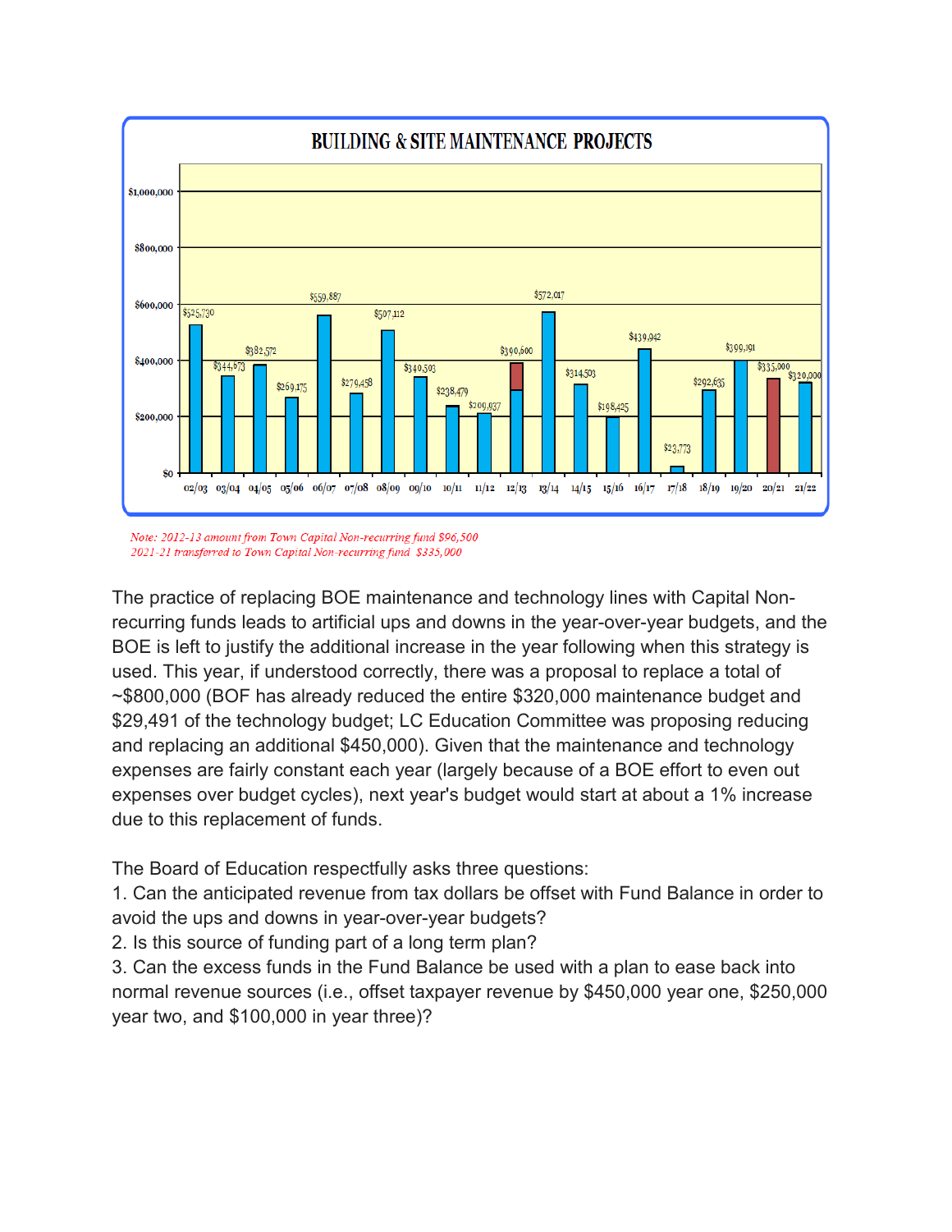## BUILDING & SITE MAINTENANCE PROJECTS

| Year | Amount |
| --- | --- |
| 02/03 | $525,730 |
| 03/04 | $344,673 |
| 04/05 | $382,572 |
| 05/06 | $269,175 |
| 06/07 | $559,887 |
| 07/08 | $279,458 |
| 08/09 | $507,112 |
| 09/10 | $340,503 |
| 10/11 | $238,479 |
| 11/12 | $209,937 |
| 12/13 | $390,600 |
| 13/14 | $572,017 |
| 14/15 | $314,503 |
| 15/16 | $198,425 |
| 16/17 | $439,942 |
| 17/18 | $23,773 |
| 18/19 | $292,635 |
| 19/20 | $399,191 |
| 20/21 | $335,000 |
| 21/22 | $320,000 |

*Note: 2012-13 amount from Town Capital Non-recurring fund $96,500*
*2021-21 transferred to Town Capital Non-recurring fund $335,000*

The practice of replacing BOE maintenance and technology lines with Capital Non-recurring funds leads to artificial ups and downs in the year-over-year budgets, and the BOE is left to justify the additional increase in the year following when this strategy is used. This year, if understood correctly, there was a proposal to replace a total of ~$800,000 (BOF has already reduced the entire $320,000 maintenance budget and $29,491 of the technology budget; LC Education Committee was proposing reducing and replacing an additional $450,000). Given that the maintenance and technology expenses are fairly constant each year (largely because of a BOE effort to even out expenses over budget cycles), next year's budget would start at about a 1% increase due to this replacement of funds.

The Board of Education respectfully asks three questions:

1. Can the anticipated revenue from tax dollars be offset with Fund Balance in order to avoid the ups and downs in year-over-year budgets?
2. Is this source of funding part of a long term plan?
3. Can the excess funds in the Fund Balance be used with a plan to ease back into normal revenue sources (i.e., offset taxpayer revenue by $450,000 year one, $250,000 year two, and $100,000 in year three)?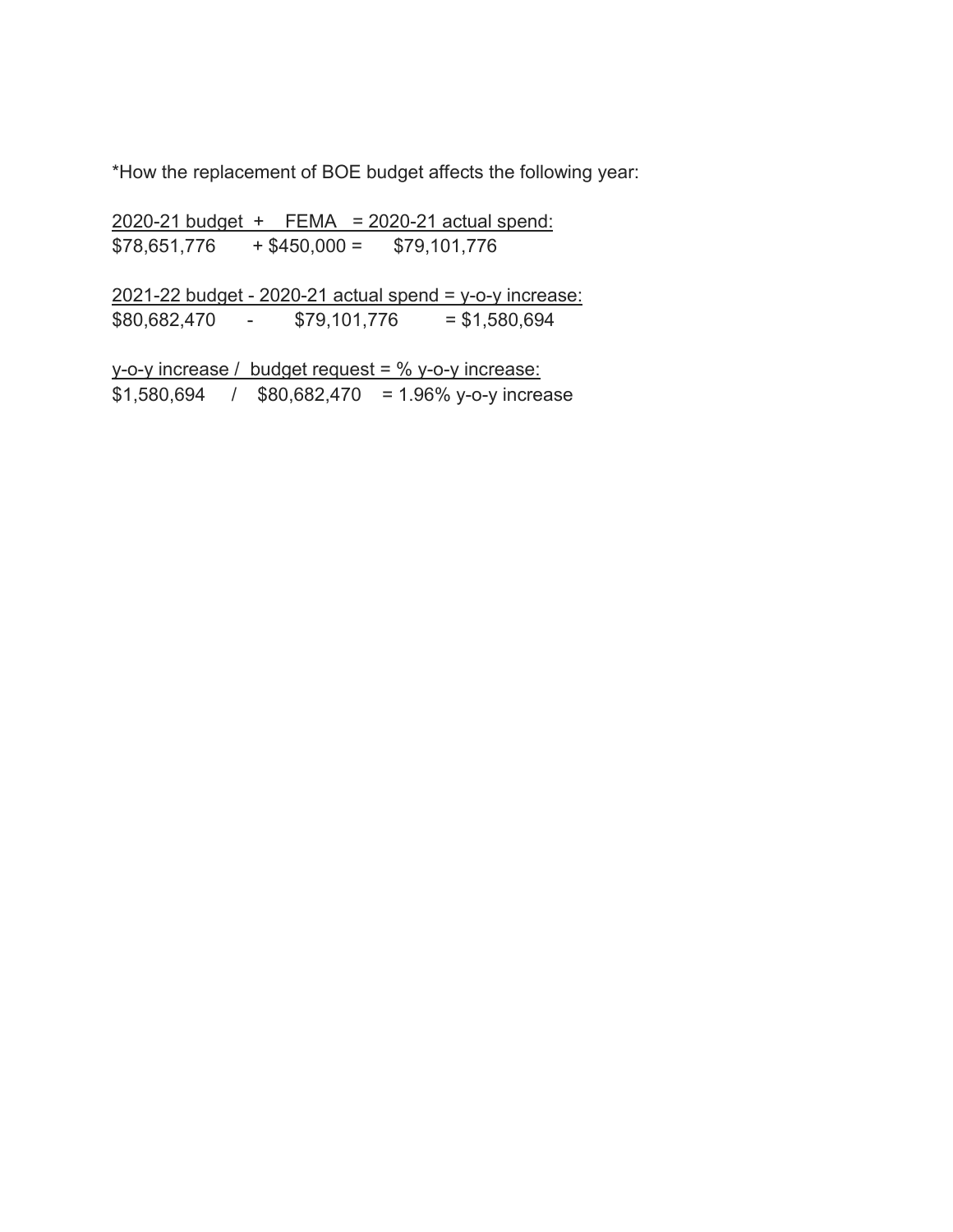*How the replacement of BOE budget affects the following year:

<u>2020-21 budget + FEMA = 2020-21 actual spend:</u>
$78,651,776 + $450,000 = $79,101,776

<u>2021-22 budget - 2020-21 actual spend = y-o-y increase:</u>
$80,682,470 - $79,101,776 = $1,580,694

<u>y-o-y increase / budget request = % y-o-y increase:</u>
$1,580,694 / $80,682,470 = 1.96% y-o-y increase